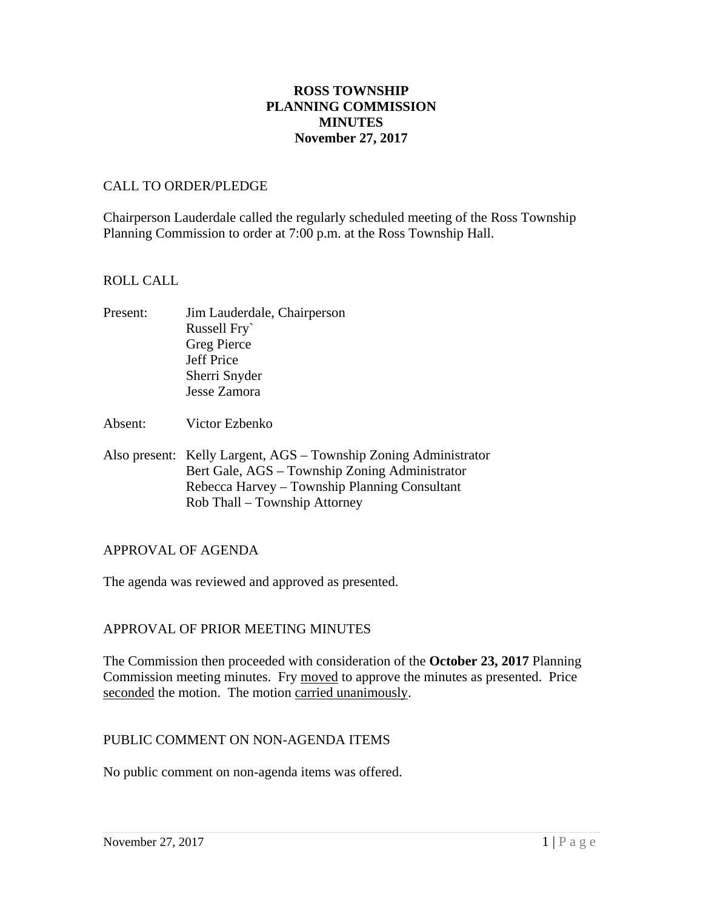# ROSS TOWNSHIP
# PLANNING COMMISSION
# MINUTES
# November 27, 2017

## CALL TO ORDER/PLEDGE

Chairperson Lauderdale called the regularly scheduled meeting of the Ross Township Planning Commission to order at 7:00 p.m. at the Ross Township Hall.

## ROLL CALL

Present: Jim Lauderdale, Chairperson
Russell Fry`
Greg Pierce
Jeff Price
Sherri Snyder
Jesse Zamora

Absent: Victor Ezbenko

Also present: Kelly Largent, AGS – Township Zoning Administrator
Bert Gale, AGS – Township Zoning Administrator
Rebecca Harvey – Township Planning Consultant
Rob Thall – Township Attorney

## APPROVAL OF AGENDA

The agenda was reviewed and approved as presented.

## APPROVAL OF PRIOR MEETING MINUTES

The Commission then proceeded with consideration of the **October 23, 2017** Planning Commission meeting minutes. Fry moved to approve the minutes as presented. Price seconded the motion. The motion carried unanimously.

## PUBLIC COMMENT ON NON-AGENDA ITEMS

No public comment on non-agenda items was offered.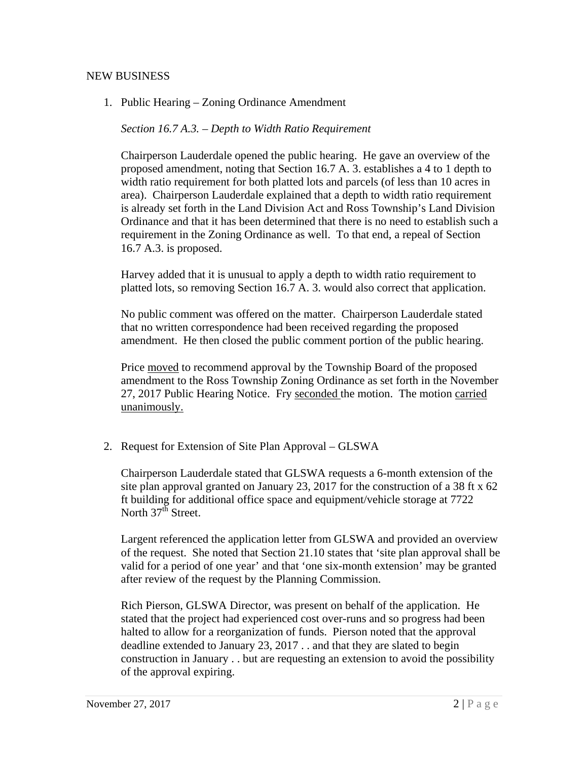NEW BUSINESS

1. Public Hearing – Zoning Ordinance Amendment

   *Section 16.7 A.3. – Depth to Width Ratio Requirement*

   Chairperson Lauderdale opened the public hearing. He gave an overview of the proposed amendment, noting that Section 16.7 A. 3. establishes a 4 to 1 depth to width ratio requirement for both platted lots and parcels (of less than 10 acres in area). Chairperson Lauderdale explained that a depth to width ratio requirement is already set forth in the Land Division Act and Ross Township's Land Division Ordinance and that it has been determined that there is no need to establish such a requirement in the Zoning Ordinance as well. To that end, a repeal of Section 16.7 A.3. is proposed.

   Harvey added that it is unusual to apply a depth to width ratio requirement to platted lots, so removing Section 16.7 A. 3. would also correct that application.

   No public comment was offered on the matter. Chairperson Lauderdale stated that no written correspondence had been received regarding the proposed amendment. He then closed the public comment portion of the public hearing.

   Price moved to recommend approval by the Township Board of the proposed amendment to the Ross Township Zoning Ordinance as set forth in the November 27, 2017 Public Hearing Notice. Fry seconded the motion. The motion carried unanimously.

2. Request for Extension of Site Plan Approval – GLSWA

   Chairperson Lauderdale stated that GLSWA requests a 6-month extension of the site plan approval granted on January 23, 2017 for the construction of a 38 ft x 62 ft building for additional office space and equipment/vehicle storage at 7722 North 37th Street.

   Largent referenced the application letter from GLSWA and provided an overview of the request. She noted that Section 21.10 states that 'site plan approval shall be valid for a period of one year' and that 'one six-month extension' may be granted after review of the request by the Planning Commission.

   Rich Pierson, GLSWA Director, was present on behalf of the application. He stated that the project had experienced cost over-runs and so progress had been halted to allow for a reorganization of funds. Pierson noted that the approval deadline extended to January 23, 2017 . . and that they are slated to begin construction in January . . but are requesting an extension to avoid the possibility of the approval expiring.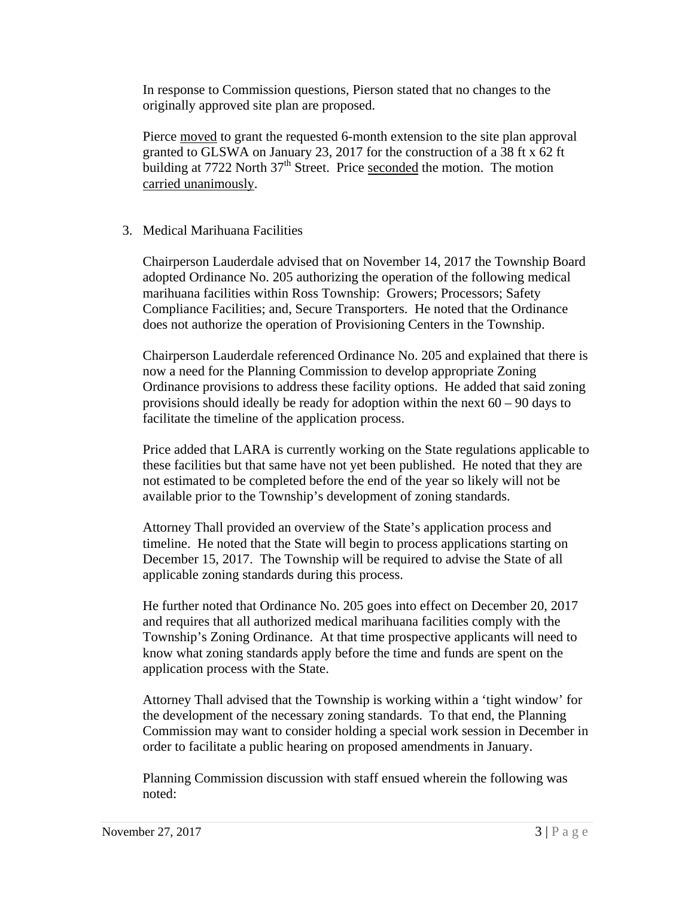In response to Commission questions, Pierson stated that no changes to the originally approved site plan are proposed.

Pierce moved to grant the requested 6-month extension to the site plan approval granted to GLSWA on January 23, 2017 for the construction of a 38 ft x 62 ft building at 7722 North 37th Street. Price seconded the motion. The motion carried unanimously.

3. Medical Marihuana Facilities

Chairperson Lauderdale advised that on November 14, 2017 the Township Board adopted Ordinance No. 205 authorizing the operation of the following medical marihuana facilities within Ross Township: Growers; Processors; Safety Compliance Facilities; and, Secure Transporters. He noted that the Ordinance does not authorize the operation of Provisioning Centers in the Township.

Chairperson Lauderdale referenced Ordinance No. 205 and explained that there is now a need for the Planning Commission to develop appropriate Zoning Ordinance provisions to address these facility options. He added that said zoning provisions should ideally be ready for adoption within the next 60 – 90 days to facilitate the timeline of the application process.

Price added that LARA is currently working on the State regulations applicable to these facilities but that same have not yet been published. He noted that they are not estimated to be completed before the end of the year so likely will not be available prior to the Township's development of zoning standards.

Attorney Thall provided an overview of the State's application process and timeline. He noted that the State will begin to process applications starting on December 15, 2017. The Township will be required to advise the State of all applicable zoning standards during this process.

He further noted that Ordinance No. 205 goes into effect on December 20, 2017 and requires that all authorized medical marihuana facilities comply with the Township's Zoning Ordinance. At that time prospective applicants will need to know what zoning standards apply before the time and funds are spent on the application process with the State.

Attorney Thall advised that the Township is working within a 'tight window' for the development of the necessary zoning standards. To that end, the Planning Commission may want to consider holding a special work session in December in order to facilitate a public hearing on proposed amendments in January.

Planning Commission discussion with staff ensued wherein the following was noted: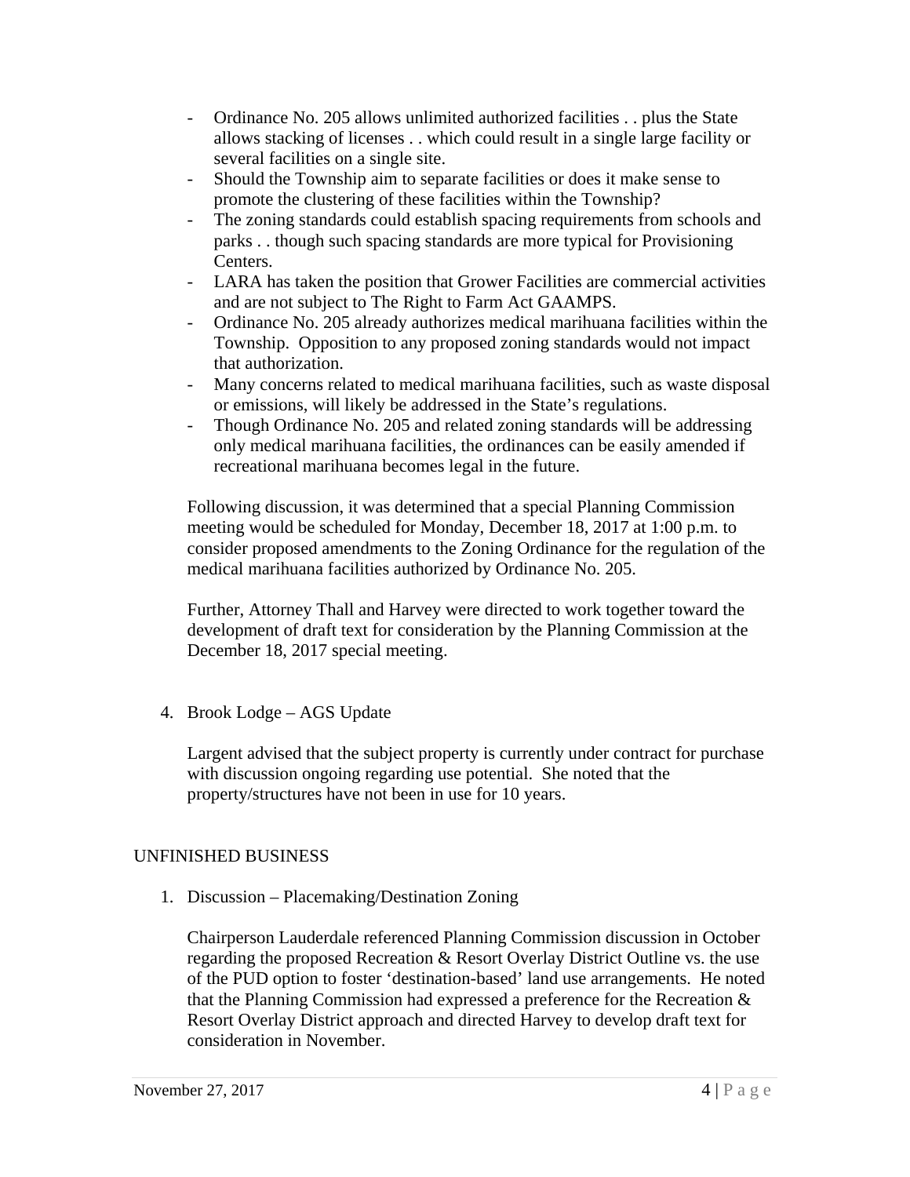- Ordinance No. 205 allows unlimited authorized facilities . . plus the State allows stacking of licenses . . which could result in a single large facility or several facilities on a single site.
- Should the Township aim to separate facilities or does it make sense to promote the clustering of these facilities within the Township?
- The zoning standards could establish spacing requirements from schools and parks . . though such spacing standards are more typical for Provisioning Centers.
- LARA has taken the position that Grower Facilities are commercial activities and are not subject to The Right to Farm Act GAAMPS.
- Ordinance No. 205 already authorizes medical marihuana facilities within the Township. Opposition to any proposed zoning standards would not impact that authorization.
- Many concerns related to medical marihuana facilities, such as waste disposal or emissions, will likely be addressed in the State's regulations.
- Though Ordinance No. 205 and related zoning standards will be addressing only medical marihuana facilities, the ordinances can be easily amended if recreational marihuana becomes legal in the future.

Following discussion, it was determined that a special Planning Commission meeting would be scheduled for Monday, December 18, 2017 at 1:00 p.m. to consider proposed amendments to the Zoning Ordinance for the regulation of the medical marihuana facilities authorized by Ordinance No. 205.

Further, Attorney Thall and Harvey were directed to work together toward the development of draft text for consideration by the Planning Commission at the December 18, 2017 special meeting.

4. Brook Lodge – AGS Update

   Largent advised that the subject property is currently under contract for purchase with discussion ongoing regarding use potential. She noted that the property/structures have not been in use for 10 years.

UNFINISHED BUSINESS

1. Discussion – Placemaking/Destination Zoning

   Chairperson Lauderdale referenced Planning Commission discussion in October regarding the proposed Recreation & Resort Overlay District Outline vs. the use of the PUD option to foster 'destination-based' land use arrangements. He noted that the Planning Commission had expressed a preference for the Recreation & Resort Overlay District approach and directed Harvey to develop draft text for consideration in November.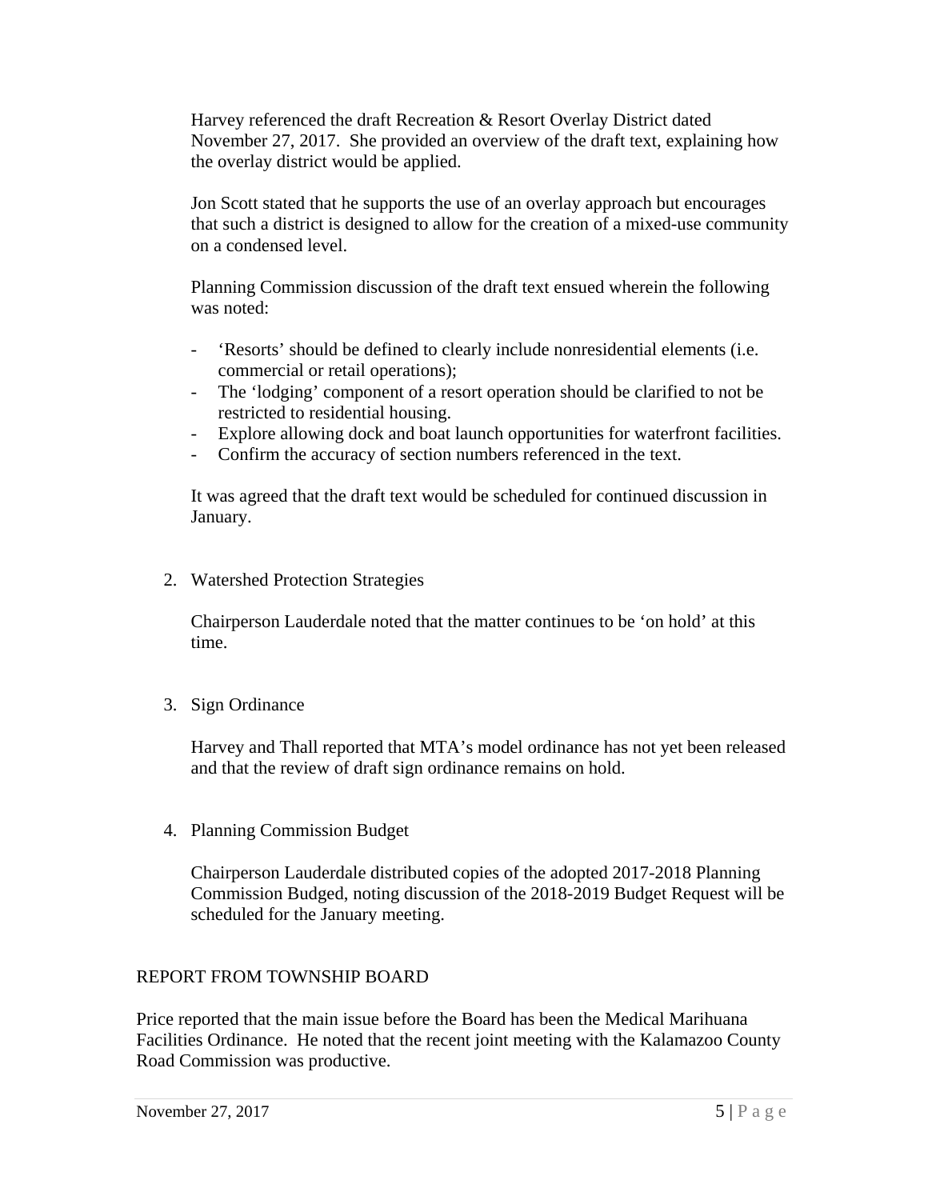Harvey referenced the draft Recreation & Resort Overlay District dated November 27, 2017. She provided an overview of the draft text, explaining how the overlay district would be applied.

Jon Scott stated that he supports the use of an overlay approach but encourages that such a district is designed to allow for the creation of a mixed-use community on a condensed level.

Planning Commission discussion of the draft text ensued wherein the following was noted:

- ‘Resorts’ should be defined to clearly include nonresidential elements (i.e. commercial or retail operations);
- The ‘lodging’ component of a resort operation should be clarified to not be restricted to residential housing.
- Explore allowing dock and boat launch opportunities for waterfront facilities.
- Confirm the accuracy of section numbers referenced in the text.

It was agreed that the draft text would be scheduled for continued discussion in January.

2. Watershed Protection Strategies

   Chairperson Lauderdale noted that the matter continues to be ‘on hold’ at this time.

3. Sign Ordinance

   Harvey and Thall reported that MTA’s model ordinance has not yet been released and that the review of draft sign ordinance remains on hold.

4. Planning Commission Budget

   Chairperson Lauderdale distributed copies of the adopted 2017-2018 Planning Commission Budged, noting discussion of the 2018-2019 Budget Request will be scheduled for the January meeting.

REPORT FROM TOWNSHIP BOARD

Price reported that the main issue before the Board has been the Medical Marihuana Facilities Ordinance. He noted that the recent joint meeting with the Kalamazoo County Road Commission was productive.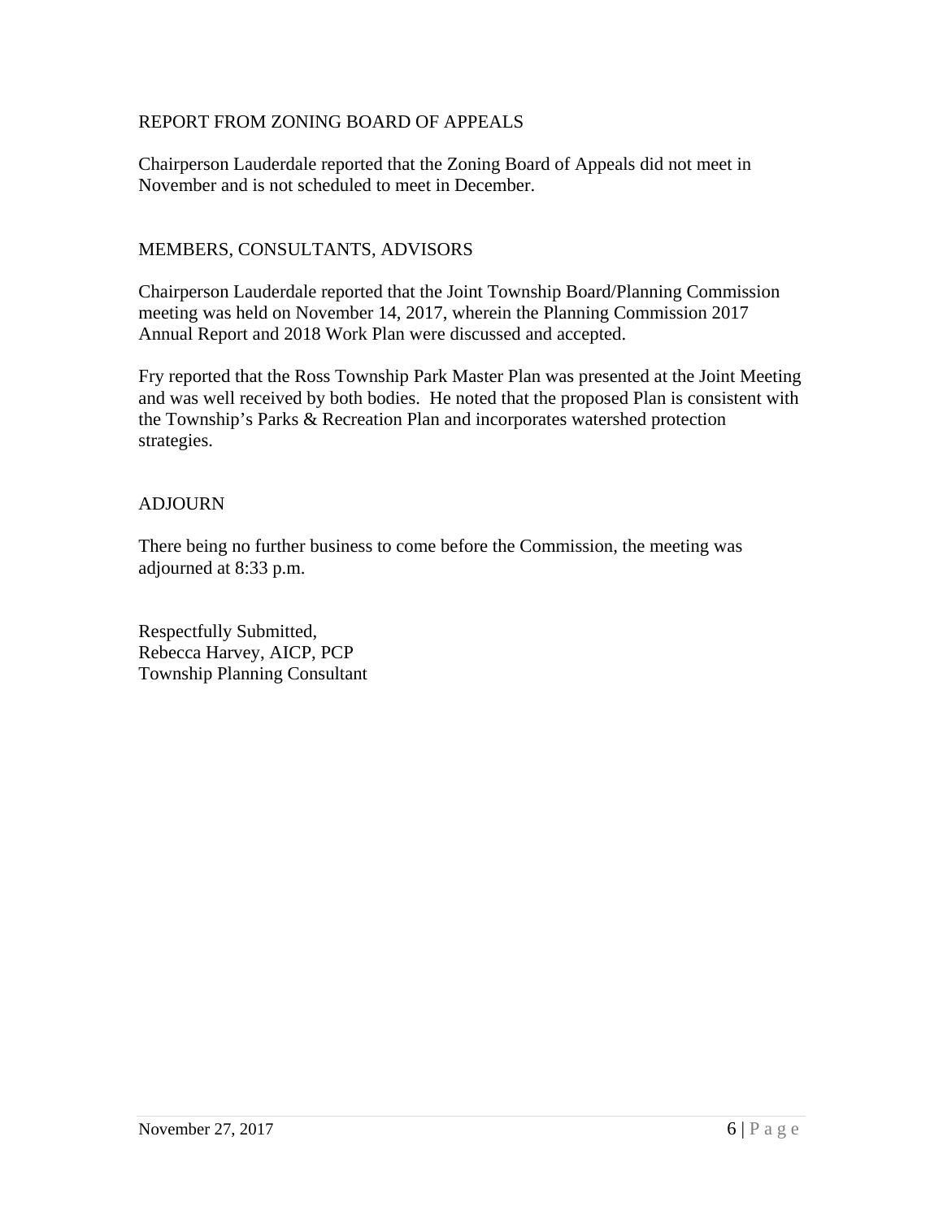## REPORT FROM ZONING BOARD OF APPEALS

Chairperson Lauderdale reported that the Zoning Board of Appeals did not meet in November and is not scheduled to meet in December.

## MEMBERS, CONSULTANTS, ADVISORS

Chairperson Lauderdale reported that the Joint Township Board/Planning Commission meeting was held on November 14, 2017, wherein the Planning Commission 2017 Annual Report and 2018 Work Plan were discussed and accepted.

Fry reported that the Ross Township Park Master Plan was presented at the Joint Meeting and was well received by both bodies. He noted that the proposed Plan is consistent with the Township's Parks & Recreation Plan and incorporates watershed protection strategies.

## ADJOURN

There being no further business to come before the Commission, the meeting was adjourned at 8:33 p.m.

Respectfully Submitted,
Rebecca Harvey, AICP, PCP
Township Planning Consultant